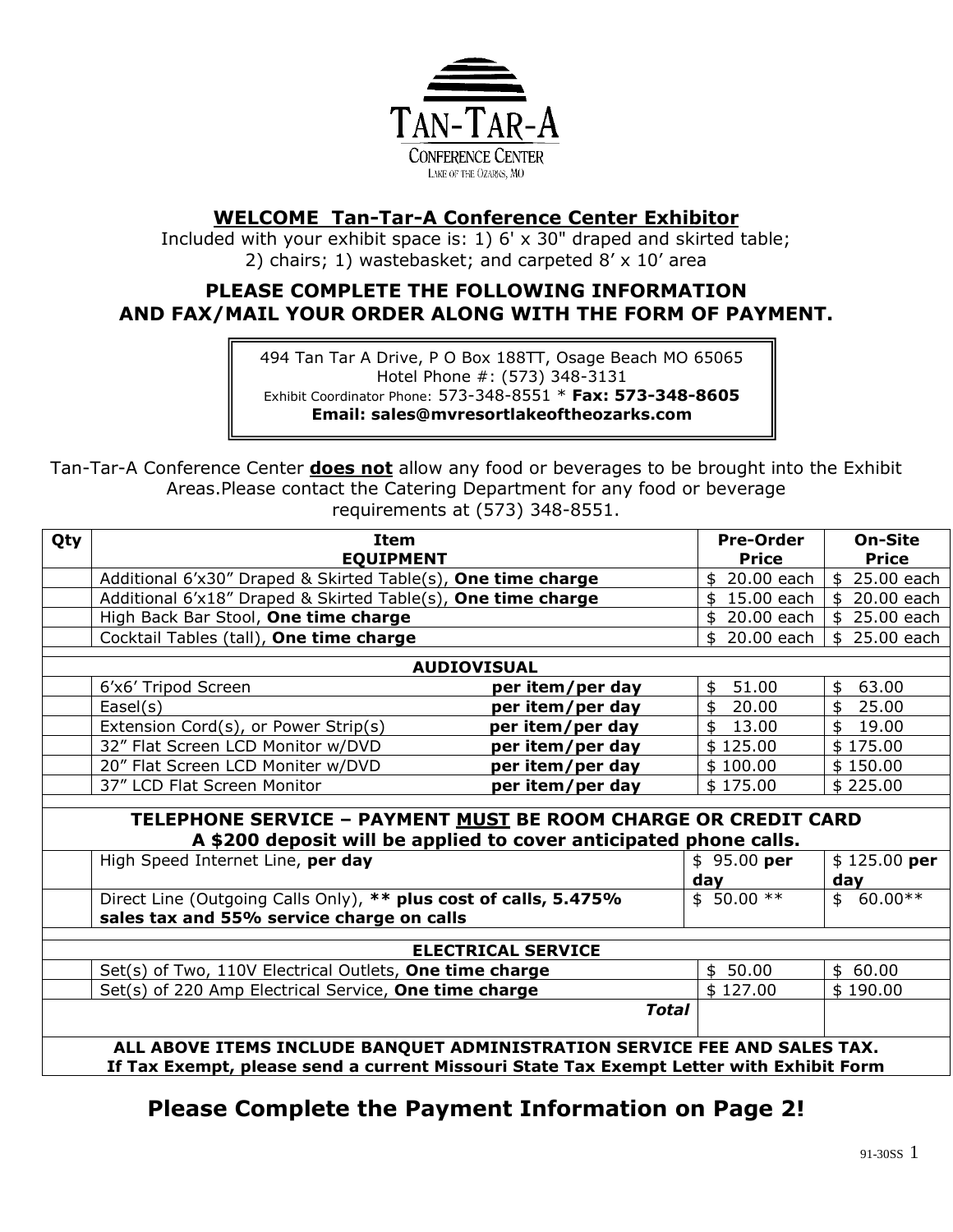# TAN-TAR-A

CONFERENCE CENTER

LAKE OF THE OZARKS, MO

## WELCOME Tan-Tar-A Conference Center Exhibitor

Included with your exhibit space is: 1) 6' x 30" draped and skirted table; 2) chairs; 1) wastebasket; and carpeted 8' x 10' area

### PLEASE COMPLETE THE FOLLOWING INFORMATION AND FAX/MAIL YOUR ORDER ALONG WITH THE FORM OF PAYMENT.

494 Tan Tar A Drive, P O Box 188TT, Osage Beach MO 65065
Hotel Phone #: (573) 348-3131
Exhibit Coordinator Phone: 573-348-8551 * **Fax: 573-348-8605**
**Email: sales@mvresortlakeoftheozarks.com**

Tan-Tar-A Conference Center **does not** allow any food or beverages to be brought into the Exhibit Areas.Please contact the Catering Department for any food or beverage requirements at (573) 348-8551.

| Qty | Item | | Pre-Order Price | On-Site Price |
|---|---|---|---|---|
| | **EQUIPMENT** | | | |
| | Additional 6'x30" Draped & Skirted Table(s), **One time charge** | | $ 20.00 each | $ 25.00 each |
| | Additional 6'x18" Draped & Skirted Table(s), **One time charge** | | $ 15.00 each | $ 20.00 each |
| | High Back Bar Stool, **One time charge** | | $ 20.00 each | $ 25.00 each |
| | Cocktail Tables (tall), **One time charge** | | $ 20.00 each | $ 25.00 each |
| | **AUDIOVISUAL** | | | |
| | 6'x6' Tripod Screen | **per item/per day** | $ 51.00 | $ 63.00 |
| | Easel(s) | **per item/per day** | $ 20.00 | $ 25.00 |
| | Extension Cord(s), or Power Strip(s) | **per item/per day** | $ 13.00 | $ 19.00 |
| | 32" Flat Screen LCD Monitor w/DVD | **per item/per day** | $ 125.00 | $ 175.00 |
| | 20" Flat Screen LCD Moniter w/DVD | **per item/per day** | $ 100.00 | $ 150.00 |
| | 37" LCD Flat Screen Monitor | **per item/per day** | $ 175.00 | $ 225.00 |
| | **TELEPHONE SERVICE – PAYMENT MUST BE ROOM CHARGE OR CREDIT CARD A $200 deposit will be applied to cover anticipated phone calls.** | | | |
| | High Speed Internet Line, **per day** | | $ 95.00 **per day** | $ 125.00 **per day** |
| | Direct Line (Outgoing Calls Only), **** plus cost of calls, 5.475% sales tax and 55% service charge on calls** | | $ 50.00 ** | $ 60.00** |
| | **ELECTRICAL SERVICE** | | | |
| | Set(s) of Two, 110V Electrical Outlets, **One time charge** | | $ 50.00 | $ 60.00 |
| | Set(s) of 220 Amp Electrical Service, **One time charge** | | $ 127.00 | $ 190.00 |
| | | ***Total*** | | |

**ALL ABOVE ITEMS INCLUDE BANQUET ADMINISTRATION SERVICE FEE AND SALES TAX.**
**If Tax Exempt, please send a current Missouri State Tax Exempt Letter with Exhibit Form**

## Please Complete the Payment Information on Page 2!

91-30SS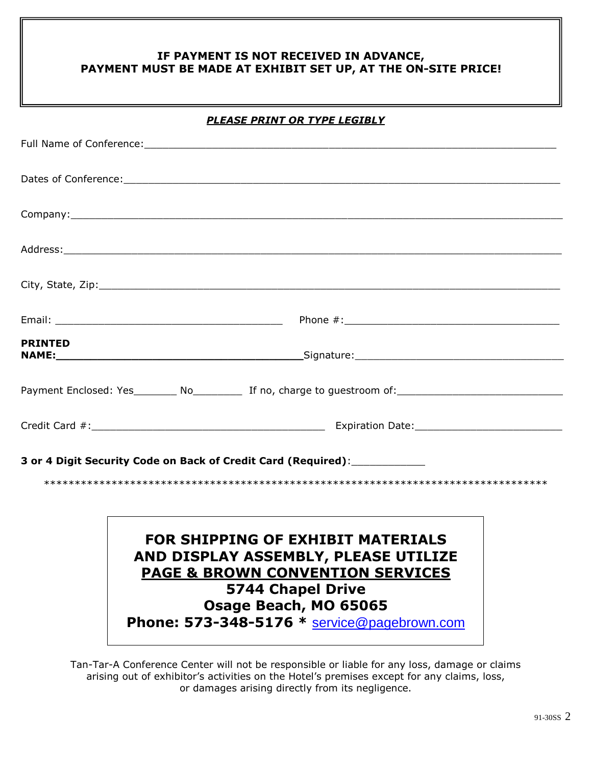**IF PAYMENT IS NOT RECEIVED IN ADVANCE,**
**PAYMENT MUST BE MADE AT EXHIBIT SET UP, AT THE ON-SITE PRICE!**

***PLEASE PRINT OR TYPE LEGIBLY***

Full Name of Conference:______________________________________________________________

Dates of Conference:_________________________________________________________________

Company:_________________________________________________________________________

Address:__________________________________________________________________________

City, State, Zip:_____________________________________________________________________

Email: ____________________________________ Phone #:_________________________________

**PRINTED NAME:**___________________________________ Signature:_______________________________

Payment Enclosed: Yes_______ No________ If no, charge to guestroom of:__________________________

Credit Card #:____________________________________ Expiration Date:________________________

**3 or 4 Digit Security Code on Back of Credit Card (Required)**:___________

**********************************************************************************

**FOR SHIPPING OF EXHIBIT MATERIALS**
**AND DISPLAY ASSEMBLY, PLEASE UTILIZE**
**PAGE & BROWN CONVENTION SERVICES**
**5744 Chapel Drive**
**Osage Beach, MO 65065**
**Phone: 573-348-5176 *** service@pagebrown.com

Tan-Tar-A Conference Center will not be responsible or liable for any loss, damage or claims arising out of exhibitor's activities on the Hotel's premises except for any claims, loss, or damages arising directly from its negligence.

91-30SS